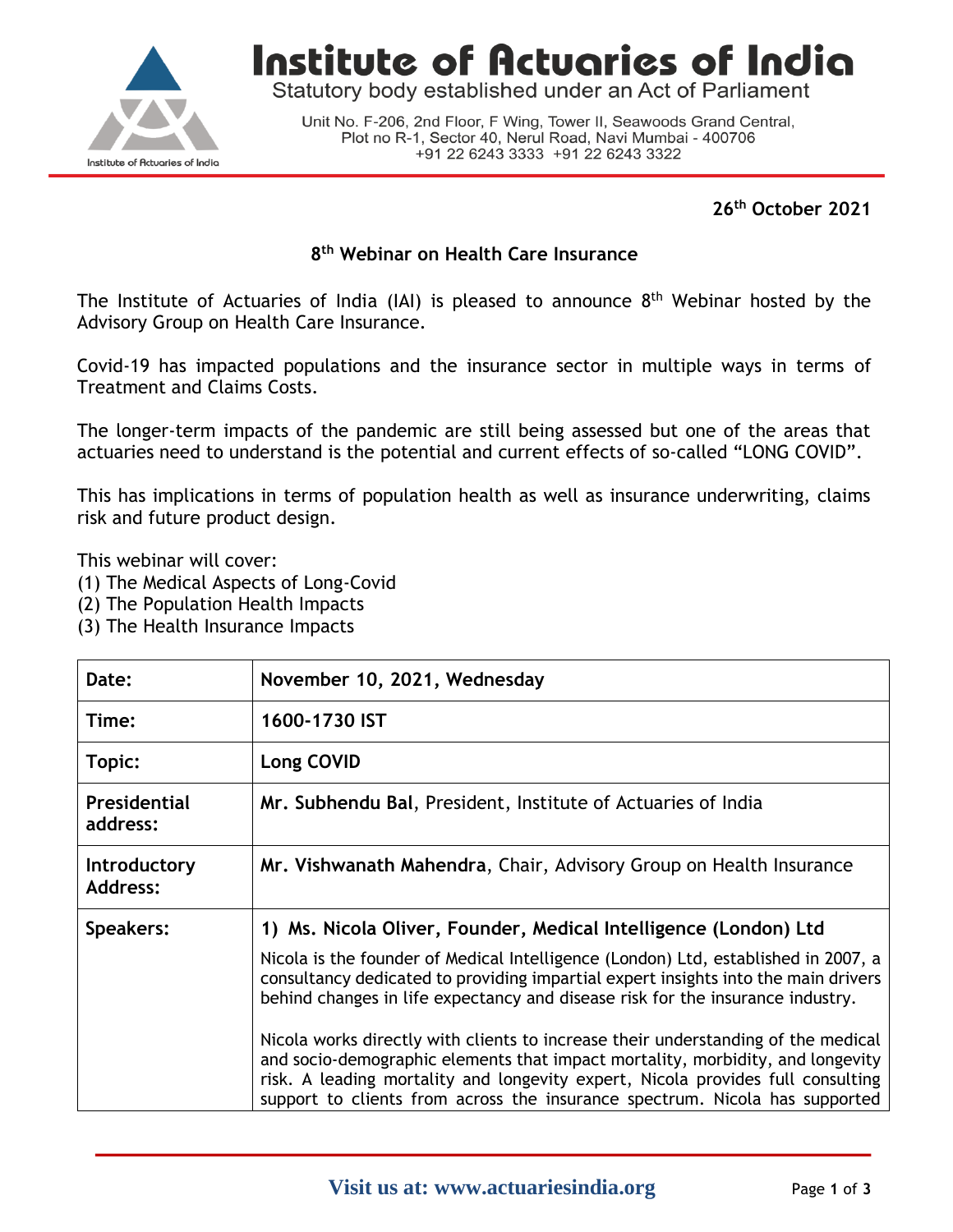# Institute of Actuaries of India

Statutory body established under an Act of Parliament

Unit No. F-206, 2nd Floor, F Wing, Tower II, Seawoods Grand Central, Plot no R-1, Sector 40, Nerul Road, Navi Mumbai - 400706
+91 22 6243 3333 +91 22 6243 3322

**26th October 2021**

## 8th Webinar on Health Care Insurance

The Institute of Actuaries of India (IAI) is pleased to announce 8th Webinar hosted by the Advisory Group on Health Care Insurance.

Covid-19 has impacted populations and the insurance sector in multiple ways in terms of Treatment and Claims Costs.

The longer-term impacts of the pandemic are still being assessed but one of the areas that actuaries need to understand is the potential and current effects of so-called "LONG COVID".

This has implications in terms of population health as well as insurance underwriting, claims risk and future product design.

This webinar will cover:
(1) The Medical Aspects of Long-Covid
(2) The Population Health Impacts
(3) The Health Insurance Impacts

| | |
|---|---|
| **Date:** | **November 10, 2021, Wednesday** |
| **Time:** | **1600-1730 IST** |
| **Topic:** | **Long COVID** |
| **Presidential address:** | **Mr. Subhendu Bal**, President, Institute of Actuaries of India |
| **Introductory Address:** | **Mr. Vishwanath Mahendra**, Chair, Advisory Group on Health Insurance |
| **Speakers:** | **1) Ms. Nicola Oliver, Founder, Medical Intelligence (London) Ltd**<br><br>Nicola is the founder of Medical Intelligence (London) Ltd, established in 2007, a consultancy dedicated to providing impartial expert insights into the main drivers behind changes in life expectancy and disease risk for the insurance industry.<br><br>Nicola works directly with clients to increase their understanding of the medical and socio-demographic elements that impact mortality, morbidity, and longevity risk. A leading mortality and longevity expert, Nicola provides full consulting support to clients from across the insurance spectrum. Nicola has supported |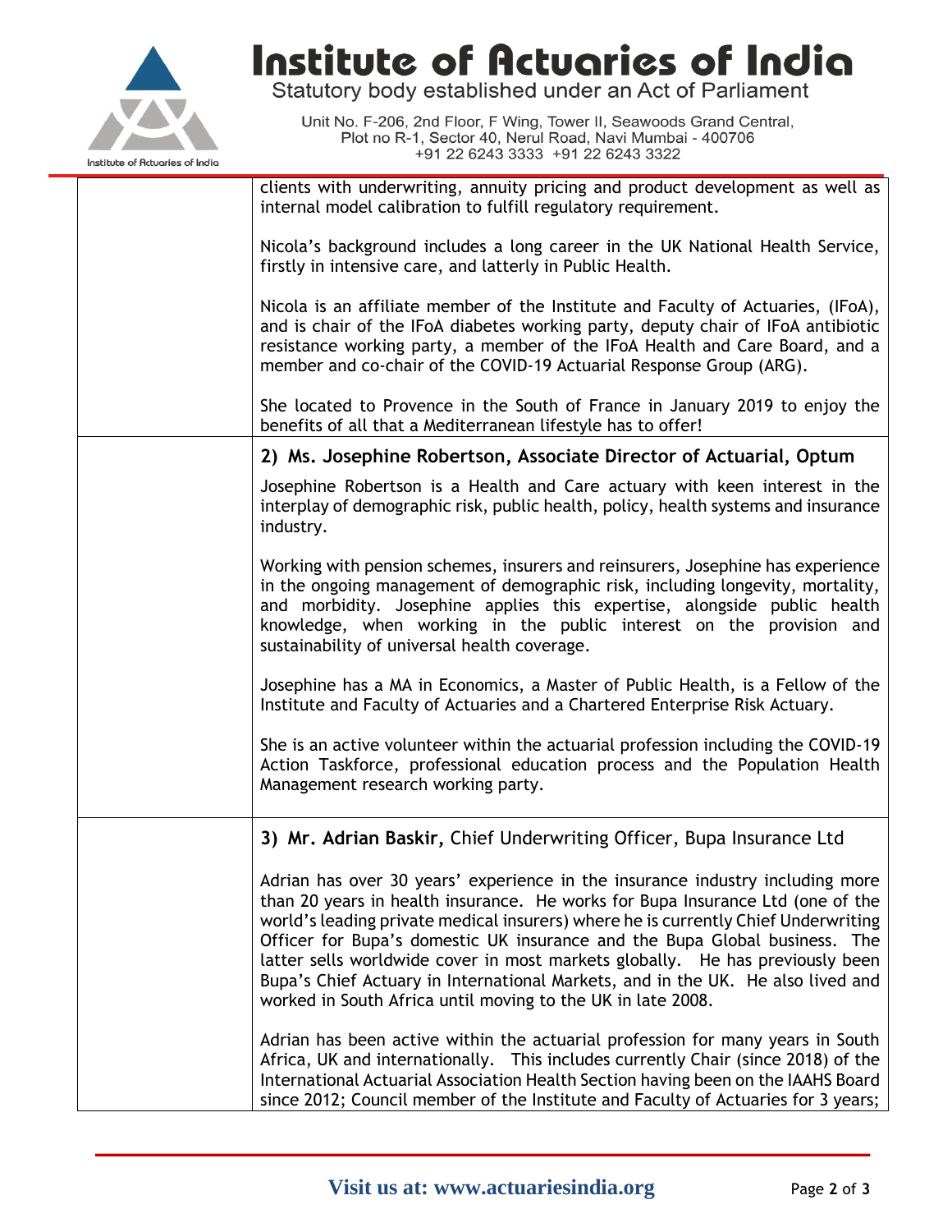| | |
|---|---|
| | clients with underwriting, annuity pricing and product development as well as internal model calibration to fulfill regulatory requirement.<br><br>Nicola's background includes a long career in the UK National Health Service, firstly in intensive care, and latterly in Public Health.<br><br>Nicola is an affiliate member of the Institute and Faculty of Actuaries, (IFoA), and is chair of the IFoA diabetes working party, deputy chair of IFoA antibiotic resistance working party, a member of the IFoA Health and Care Board, and a member and co-chair of the COVID-19 Actuarial Response Group (ARG).<br><br>She located to Provence in the South of France in January 2019 to enjoy the benefits of all that a Mediterranean lifestyle has to offer! |
| | **2) Ms. Josephine Robertson, Associate Director of Actuarial, Optum**<br><br>Josephine Robertson is a Health and Care actuary with keen interest in the interplay of demographic risk, public health, policy, health systems and insurance industry.<br><br>Working with pension schemes, insurers and reinsurers, Josephine has experience in the ongoing management of demographic risk, including longevity, mortality, and morbidity. Josephine applies this expertise, alongside public health knowledge, when working in the public interest on the provision and sustainability of universal health coverage.<br><br>Josephine has a MA in Economics, a Master of Public Health, is a Fellow of the Institute and Faculty of Actuaries and a Chartered Enterprise Risk Actuary.<br><br>She is an active volunteer within the actuarial profession including the COVID-19 Action Taskforce, professional education process and the Population Health Management research working party. |
| | **3) Mr. Adrian Baskir,** Chief Underwriting Officer, Bupa Insurance Ltd<br><br>Adrian has over 30 years' experience in the insurance industry including more than 20 years in health insurance. He works for Bupa Insurance Ltd (one of the world's leading private medical insurers) where he is currently Chief Underwriting Officer for Bupa's domestic UK insurance and the Bupa Global business. The latter sells worldwide cover in most markets globally. He has previously been Bupa's Chief Actuary in International Markets, and in the UK. He also lived and worked in South Africa until moving to the UK in late 2008.<br><br>Adrian has been active within the actuarial profession for many years in South Africa, UK and internationally. This includes currently Chair (since 2018) of the International Actuarial Association Health Section having been on the IAAHS Board since 2012; Council member of the Institute and Faculty of Actuaries for 3 years; |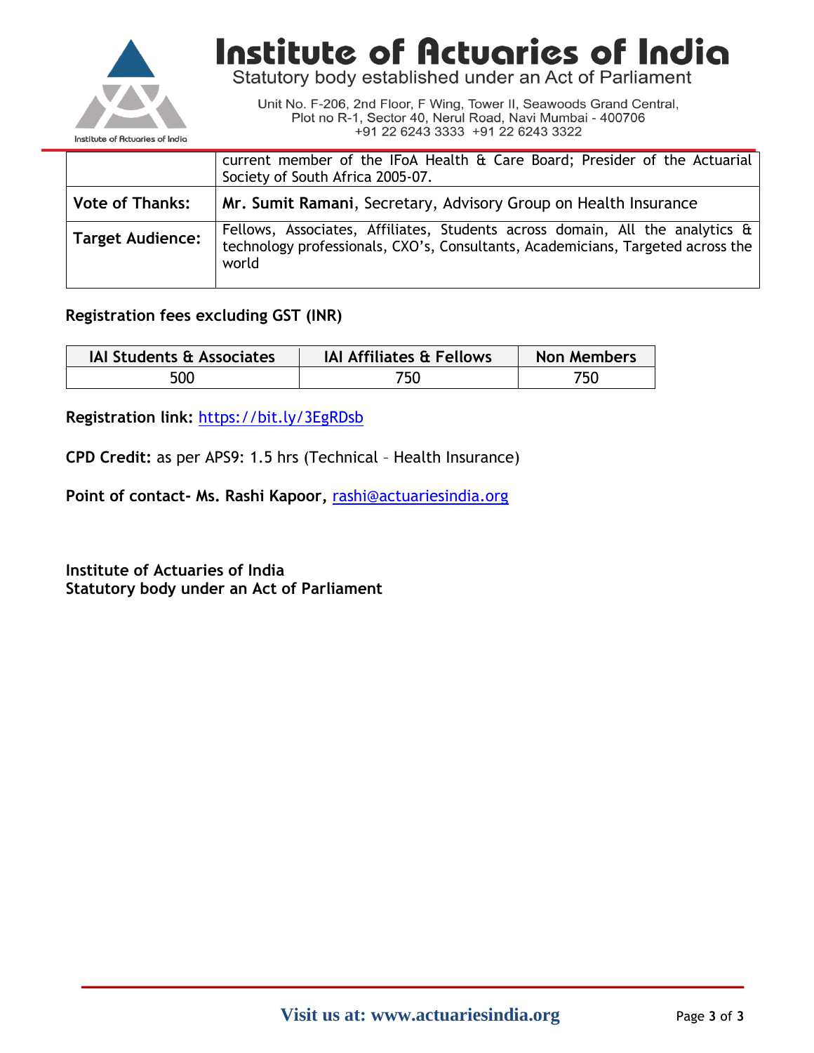| | |
|---|---|
| | current member of the IFoA Health & Care Board; Presider of the Actuarial Society of South Africa 2005-07. |
| **Vote of Thanks:** | **Mr. Sumit Ramani**, Secretary, Advisory Group on Health Insurance |
| **Target Audience:** | Fellows, Associates, Affiliates, Students across domain, All the analytics & technology professionals, CXO's, Consultants, Academicians, Targeted across the world |

**Registration fees excluding GST (INR)**

| IAI Students & Associates | IAI Affiliates & Fellows | Non Members |
|---|---|---|
| 500 | 750 | 750 |

**Registration link:** https://bit.ly/3EgRDsb

**CPD Credit:** as per APS9: 1.5 hrs (Technical – Health Insurance)

**Point of contact- Ms. Rashi Kapoor,** rashi@actuariesindia.org

**Institute of Actuaries of India**
**Statutory body under an Act of Parliament**